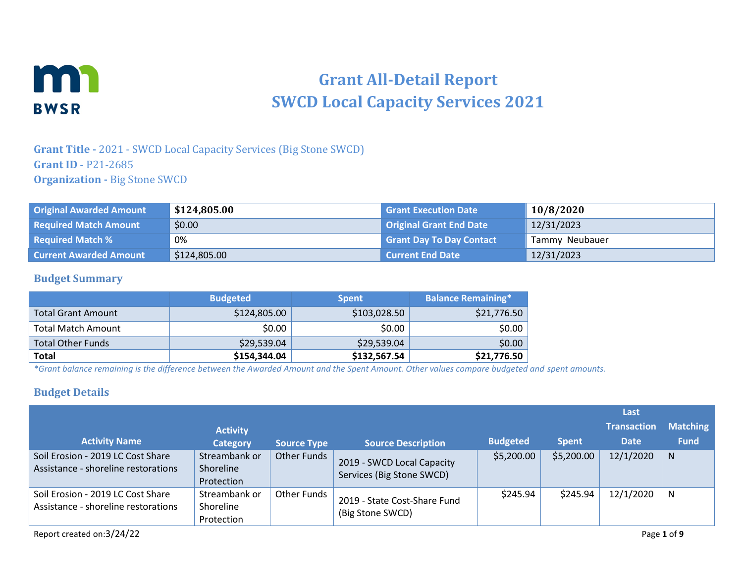# Grant All-Detail Report
# SWCD Local Capacity Services 2021

**Grant Title -** 2021 - SWCD Local Capacity Services (Big Stone SWCD)
**Grant ID -** P21-2685
**Organization -** Big Stone SWCD

| Original Awarded Amount | $124,805.00 | Grant Execution Date | 10/8/2020 |
|---|---|---|---|
| Required Match Amount | $0.00 | Original Grant End Date | 12/31/2023 |
| Required Match % | 0% | Grant Day To Day Contact | Tammy Neubauer |
| Current Awarded Amount | $124,805.00 | Current End Date | 12/31/2023 |

## Budget Summary

| | Budgeted | Spent | Balance Remaining* |
|---|---|---|---|
| Total Grant Amount | $124,805.00 | $103,028.50 | $21,776.50 |
| Total Match Amount | $0.00 | $0.00 | $0.00 |
| Total Other Funds | $29,539.04 | $29,539.04 | $0.00 |
| **Total** | **$154,344.04** | **$132,567.54** | **$21,776.50** |

*\*Grant balance remaining is the difference between the Awarded Amount and the Spent Amount. Other values compare budgeted and spent amounts.*

## Budget Details

| Activity Name | Activity Category | Source Type | Source Description | Budgeted | Spent | Last Transaction Date | Matching Fund |
|---|---|---|---|---|---|---|---|
| Soil Erosion - 2019 LC Cost Share Assistance - shoreline restorations | Streambank or Shoreline Protection | Other Funds | 2019 - SWCD Local Capacity Services (Big Stone SWCD) | $5,200.00 | $5,200.00 | 12/1/2020 | N |
| Soil Erosion - 2019 LC Cost Share Assistance - shoreline restorations | Streambank or Shoreline Protection | Other Funds | 2019 - State Cost-Share Fund (Big Stone SWCD) | $245.94 | $245.94 | 12/1/2020 | N |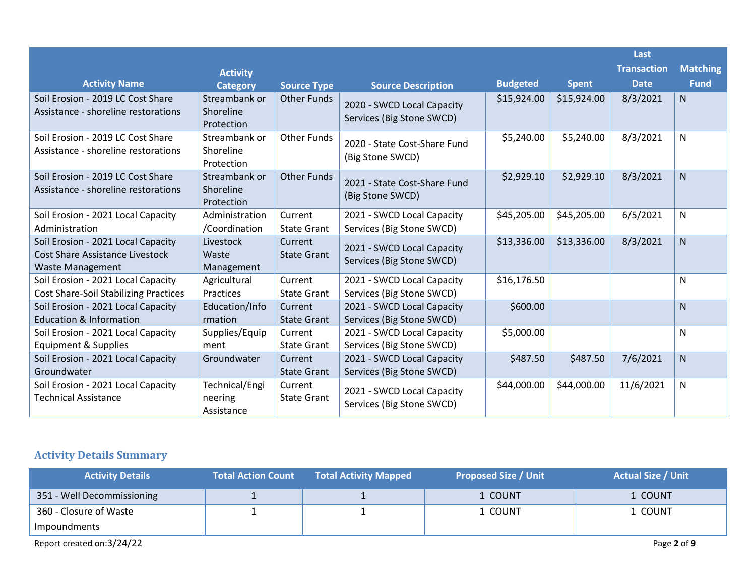| Activity Name | Activity Category | Source Type | Source Description | Budgeted | Spent | Last Transaction Date | Matching Fund |
|---|---|---|---|---|---|---|---|
| Soil Erosion - 2019 LC Cost Share Assistance - shoreline restorations | Streambank or Shoreline Protection | Other Funds | 2020 - SWCD Local Capacity Services (Big Stone SWCD) | $15,924.00 | $15,924.00 | 8/3/2021 | N |
| Soil Erosion - 2019 LC Cost Share Assistance - shoreline restorations | Streambank or Shoreline Protection | Other Funds | 2020 - State Cost-Share Fund (Big Stone SWCD) | $5,240.00 | $5,240.00 | 8/3/2021 | N |
| Soil Erosion - 2019 LC Cost Share Assistance - shoreline restorations | Streambank or Shoreline Protection | Other Funds | 2021 - State Cost-Share Fund (Big Stone SWCD) | $2,929.10 | $2,929.10 | 8/3/2021 | N |
| Soil Erosion - 2021 Local Capacity Administration | Administration /Coordination | Current State Grant | 2021 - SWCD Local Capacity Services (Big Stone SWCD) | $45,205.00 | $45,205.00 | 6/5/2021 | N |
| Soil Erosion - 2021 Local Capacity Cost Share Assistance Livestock Waste Management | Livestock Waste Management | Current State Grant | 2021 - SWCD Local Capacity Services (Big Stone SWCD) | $13,336.00 | $13,336.00 | 8/3/2021 | N |
| Soil Erosion - 2021 Local Capacity Cost Share-Soil Stabilizing Practices | Agricultural Practices | Current State Grant | 2021 - SWCD Local Capacity Services (Big Stone SWCD) | $16,176.50 | | | N |
| Soil Erosion - 2021 Local Capacity Education & Information | Education/Information | Current State Grant | 2021 - SWCD Local Capacity Services (Big Stone SWCD) | $600.00 | | | N |
| Soil Erosion - 2021 Local Capacity Equipment & Supplies | Supplies/Equipment | Current State Grant | 2021 - SWCD Local Capacity Services (Big Stone SWCD) | $5,000.00 | | | N |
| Soil Erosion - 2021 Local Capacity Groundwater | Groundwater | Current State Grant | 2021 - SWCD Local Capacity Services (Big Stone SWCD) | $487.50 | $487.50 | 7/6/2021 | N |
| Soil Erosion - 2021 Local Capacity Technical Assistance | Technical/Engineering Assistance | Current State Grant | 2021 - SWCD Local Capacity Services (Big Stone SWCD) | $44,000.00 | $44,000.00 | 11/6/2021 | N |

## Activity Details Summary

| Activity Details | Total Action Count | Total Activity Mapped | Proposed Size / Unit | Actual Size / Unit |
|---|---|---|---|---|
| 351 - Well Decommissioning | 1 | 1 | 1 COUNT | 1 COUNT |
| 360 - Closure of Waste Impoundments | 1 | 1 | 1 COUNT | 1 COUNT |

Report created on:3/24/22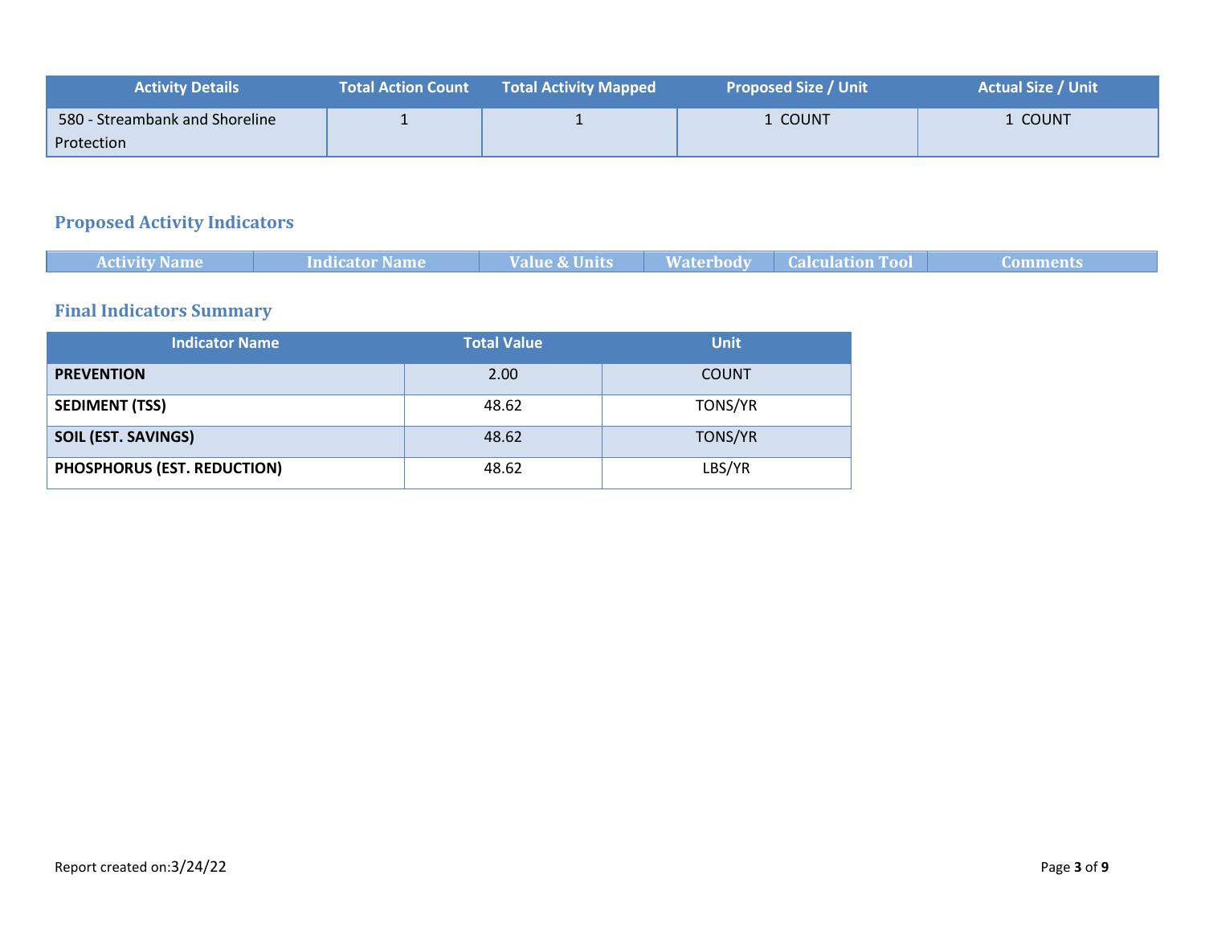| Activity Details | Total Action Count | Total Activity Mapped | Proposed Size / Unit | Actual Size / Unit |
|---|---|---|---|---|
| 580 - Streambank and Shoreline Protection | 1 | 1 | 1 COUNT | 1 COUNT |

## Proposed Activity Indicators

| Activity Name | Indicator Name | Value & Units | Waterbody | Calculation Tool | Comments |
|---|---|---|---|---|---|

## Final Indicators Summary

| Indicator Name | Total Value | Unit |
|---|---|---|
| **PREVENTION** | 2.00 | COUNT |
| **SEDIMENT (TSS)** | 48.62 | TONS/YR |
| **SOIL (EST. SAVINGS)** | 48.62 | TONS/YR |
| **PHOSPHORUS (EST. REDUCTION)** | 48.62 | LBS/YR |

Report created on:3/24/22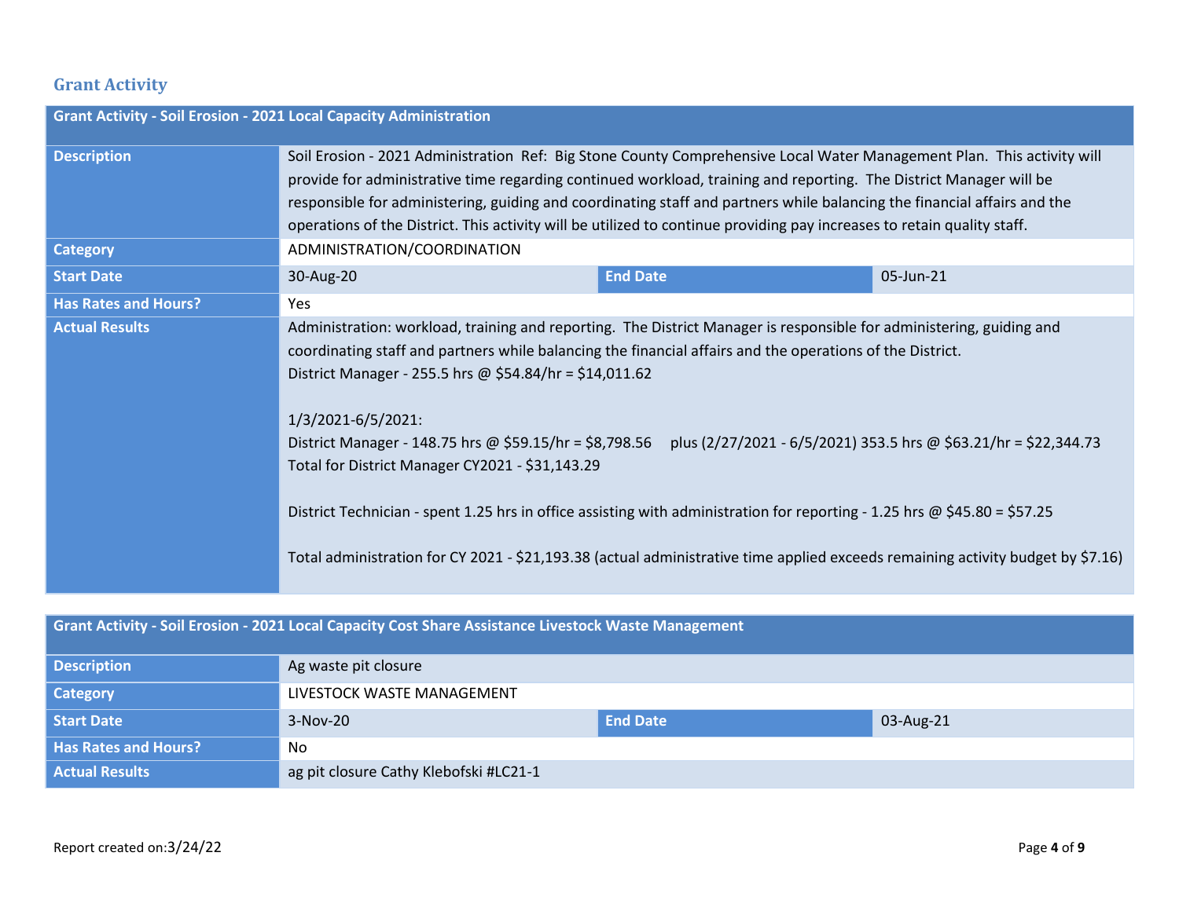## Grant Activity

| Grant Activity - Soil Erosion - 2021 Local Capacity Administration | | | |
|---|---|---|---|
| **Description** | Soil Erosion - 2021 Administration Ref: Big Stone County Comprehensive Local Water Management Plan. This activity will provide for administrative time regarding continued workload, training and reporting. The District Manager will be responsible for administering, guiding and coordinating staff and partners while balancing the financial affairs and the operations of the District. This activity will be utilized to continue providing pay increases to retain quality staff. | | |
| **Category** | ADMINISTRATION/COORDINATION | | |
| **Start Date** | 30-Aug-20 | **End Date** | 05-Jun-21 |
| **Has Rates and Hours?** | Yes | | |
| **Actual Results** | Administration: workload, training and reporting. The District Manager is responsible for administering, guiding and coordinating staff and partners while balancing the financial affairs and the operations of the District.<br>District Manager - 255.5 hrs @ $54.84/hr = $14,011.62<br><br>1/3/2021-6/5/2021:<br>District Manager - 148.75 hrs @ $59.15/hr = $8,798.56 plus (2/27/2021 - 6/5/2021) 353.5 hrs @ $63.21/hr = $22,344.73<br>Total for District Manager CY2021 - $31,143.29<br><br>District Technician - spent 1.25 hrs in office assisting with administration for reporting - 1.25 hrs @ $45.80 = $57.25<br><br>Total administration for CY 2021 - $21,193.38 (actual administrative time applied exceeds remaining activity budget by $7.16) | | |

| Grant Activity - Soil Erosion - 2021 Local Capacity Cost Share Assistance Livestock Waste Management | | | |
|---|---|---|---|
| **Description** | Ag waste pit closure | | |
| **Category** | LIVESTOCK WASTE MANAGEMENT | | |
| **Start Date** | 3-Nov-20 | **End Date** | 03-Aug-21 |
| **Has Rates and Hours?** | No | | |
| **Actual Results** | ag pit closure Cathy Klebofski #LC21-1 | | |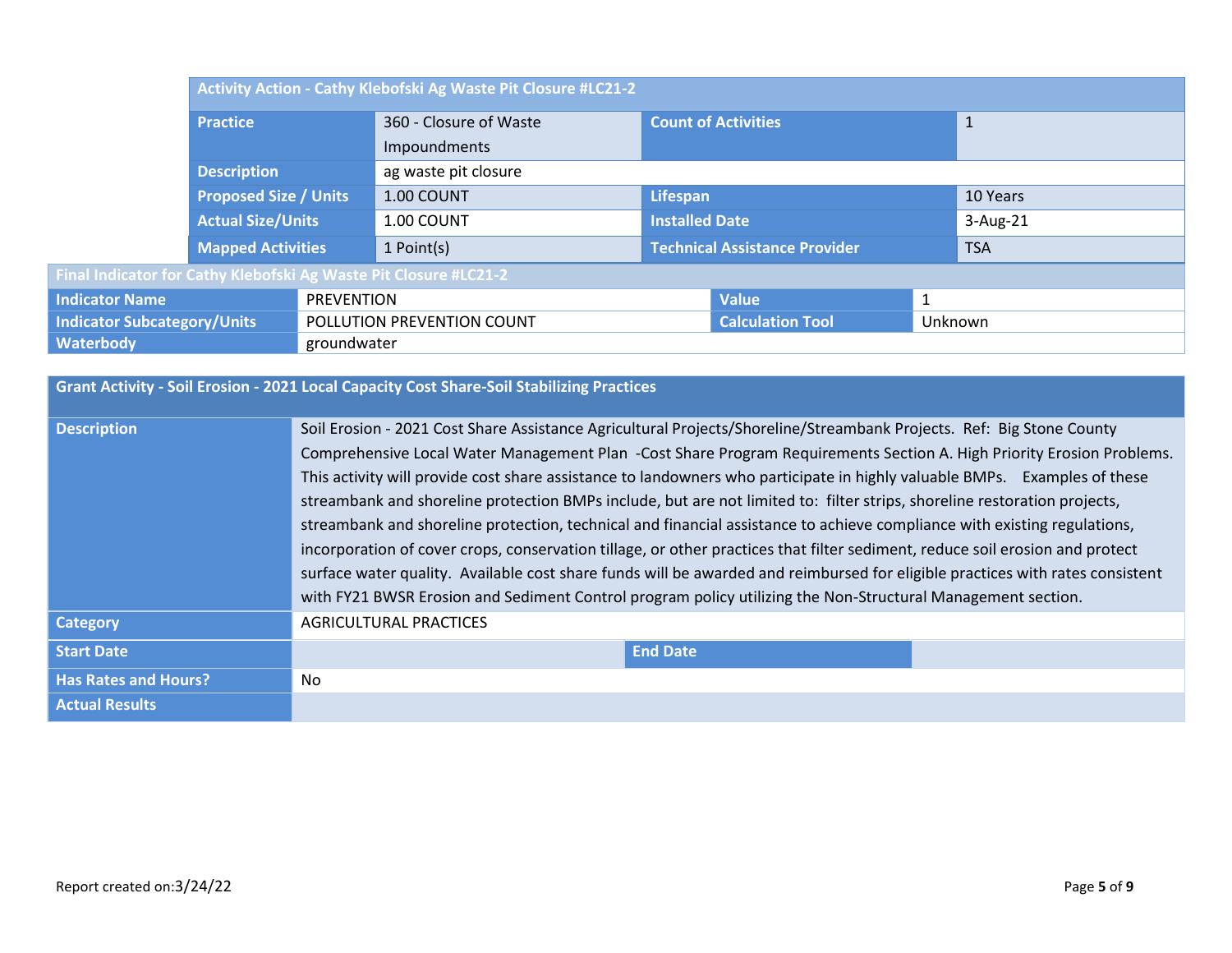| Activity Action - Cathy Klebofski Ag Waste Pit Closure #LC21-2 | | | |
|---|---|---|---|
| **Practice** | 360 - Closure of Waste Impoundments | **Count of Activities** | 1 |
| **Description** | ag waste pit closure | | |
| **Proposed Size / Units** | 1.00 COUNT | **Lifespan** | 10 Years |
| **Actual Size/Units** | 1.00 COUNT | **Installed Date** | 3-Aug-21 |
| **Mapped Activities** | 1 Point(s) | **Technical Assistance Provider** | TSA |

| Final Indicator for Cathy Klebofski Ag Waste Pit Closure #LC21-2 | | | |
|---|---|---|---|
| **Indicator Name** | PREVENTION | **Value** | 1 |
| **Indicator Subcategory/Units** | POLLUTION PREVENTION COUNT | **Calculation Tool** | Unknown |
| **Waterbody** | groundwater | | |

| Grant Activity - Soil Erosion - 2021 Local Capacity Cost Share-Soil Stabilizing Practices | | | |
|---|---|---|---|
| **Description** | Soil Erosion - 2021 Cost Share Assistance Agricultural Projects/Shoreline/Streambank Projects. Ref: Big Stone County Comprehensive Local Water Management Plan -Cost Share Program Requirements Section A. High Priority Erosion Problems. This activity will provide cost share assistance to landowners who participate in highly valuable BMPs. Examples of these streambank and shoreline protection BMPs include, but are not limited to: filter strips, shoreline restoration projects, streambank and shoreline protection, technical and financial assistance to achieve compliance with existing regulations, incorporation of cover crops, conservation tillage, or other practices that filter sediment, reduce soil erosion and protect surface water quality. Available cost share funds will be awarded and reimbursed for eligible practices with rates consistent with FY21 BWSR Erosion and Sediment Control program policy utilizing the Non-Structural Management section. | | |
| **Category** | AGRICULTURAL PRACTICES | | |
| **Start Date** | | **End Date** | |
| **Has Rates and Hours?** | No | | |
| **Actual Results** | | | |

Report created on:3/24/22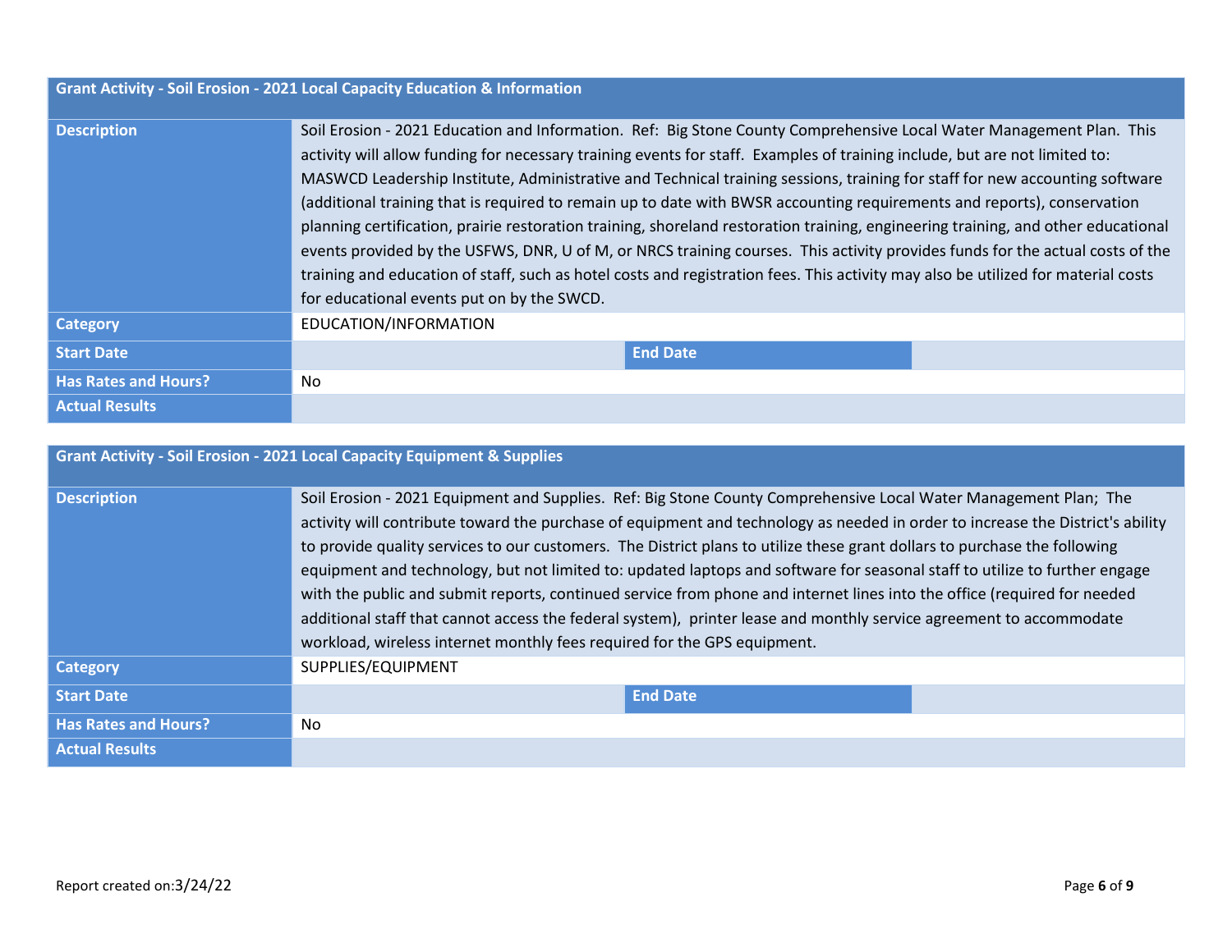| Grant Activity - Soil Erosion - 2021 Local Capacity Education & Information | | | |
|---|---|---|---|
| **Description** | Soil Erosion - 2021 Education and Information. Ref: Big Stone County Comprehensive Local Water Management Plan. This activity will allow funding for necessary training events for staff. Examples of training include, but are not limited to: MASWCD Leadership Institute, Administrative and Technical training sessions, training for staff for new accounting software (additional training that is required to remain up to date with BWSR accounting requirements and reports), conservation planning certification, prairie restoration training, shoreland restoration training, engineering training, and other educational events provided by the USFWS, DNR, U of M, or NRCS training courses. This activity provides funds for the actual costs of the training and education of staff, such as hotel costs and registration fees. This activity may also be utilized for material costs for educational events put on by the SWCD. | | |
| **Category** | EDUCATION/INFORMATION | | |
| **Start Date** | | **End Date** | |
| **Has Rates and Hours?** | No | | |
| **Actual Results** | | | |

| Grant Activity - Soil Erosion - 2021 Local Capacity Equipment & Supplies | | | |
|---|---|---|---|
| **Description** | Soil Erosion - 2021 Equipment and Supplies. Ref: Big Stone County Comprehensive Local Water Management Plan; The activity will contribute toward the purchase of equipment and technology as needed in order to increase the District's ability to provide quality services to our customers. The District plans to utilize these grant dollars to purchase the following equipment and technology, but not limited to: updated laptops and software for seasonal staff to utilize to further engage with the public and submit reports, continued service from phone and internet lines into the office (required for needed additional staff that cannot access the federal system), printer lease and monthly service agreement to accommodate workload, wireless internet monthly fees required for the GPS equipment. | | |
| **Category** | SUPPLIES/EQUIPMENT | | |
| **Start Date** | | **End Date** | |
| **Has Rates and Hours?** | No | | |
| **Actual Results** | | | |

Report created on:3/24/22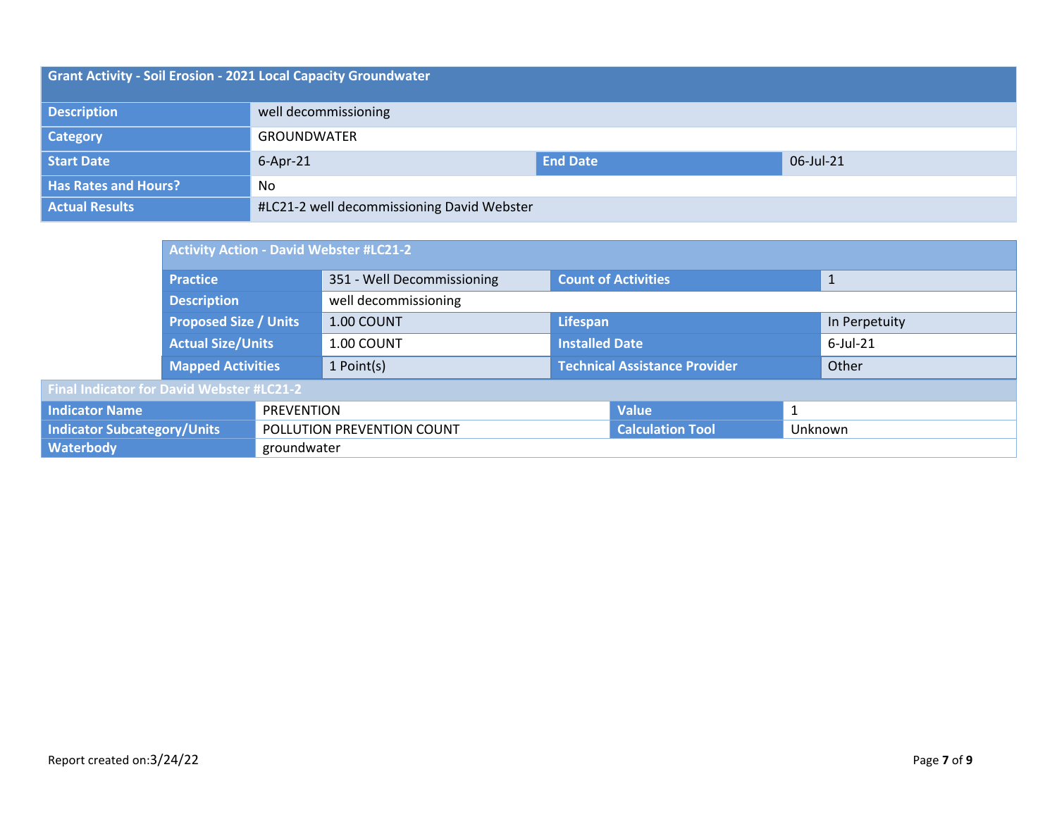## Grant Activity - Soil Erosion - 2021 Local Capacity Groundwater

| | | | |
|---|---|---|---|
| **Description** | well decommissioning | | |
| **Category** | GROUNDWATER | | |
| **Start Date** | 6-Apr-21 | **End Date** | 06-Jul-21 |
| **Has Rates and Hours?** | No | | |
| **Actual Results** | #LC21-2 well decommissioning David Webster | | |

### Activity Action - David Webster #LC21-2

| | | | |
|---|---|---|---|
| **Practice** | 351 - Well Decommissioning | **Count of Activities** | 1 |
| **Description** | well decommissioning | | |
| **Proposed Size / Units** | 1.00 COUNT | **Lifespan** | In Perpetuity |
| **Actual Size/Units** | 1.00 COUNT | **Installed Date** | 6-Jul-21 |
| **Mapped Activities** | 1 Point(s) | **Technical Assistance Provider** | Other |

### Final Indicator for David Webster #LC21-2

| | | | |
|---|---|---|---|
| **Indicator Name** | PREVENTION | **Value** | 1 |
| **Indicator Subcategory/Units** | POLLUTION PREVENTION COUNT | **Calculation Tool** | Unknown |
| **Waterbody** | groundwater | | |

Report created on:3/24/22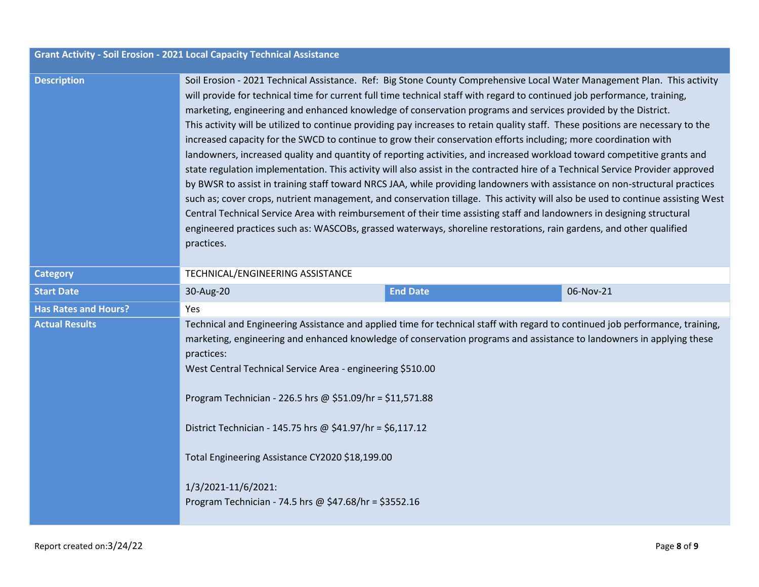| Grant Activity - Soil Erosion - 2021 Local Capacity Technical Assistance | | | |
| --- | --- | --- | --- |
| **Description** | Soil Erosion - 2021 Technical Assistance. Ref: Big Stone County Comprehensive Local Water Management Plan. This activity will provide for technical time for current full time technical staff with regard to continued job performance, training, marketing, engineering and enhanced knowledge of conservation programs and services provided by the District.<br>This activity will be utilized to continue providing pay increases to retain quality staff. These positions are necessary to the increased capacity for the SWCD to continue to grow their conservation efforts including; more coordination with landowners, increased quality and quantity of reporting activities, and increased workload toward competitive grants and state regulation implementation. This activity will also assist in the contracted hire of a Technical Service Provider approved by BWSR to assist in training staff toward NRCS JAA, while providing landowners with assistance on non-structural practices such as; cover crops, nutrient management, and conservation tillage. This activity will also be used to continue assisting West Central Technical Service Area with reimbursement of their time assisting staff and landowners in designing structural engineered practices such as: WASCOBs, grassed waterways, shoreline restorations, rain gardens, and other qualified practices. | | |
| **Category** | TECHNICAL/ENGINEERING ASSISTANCE | | |
| **Start Date** | 30-Aug-20 | **End Date** | 06-Nov-21 |
| **Has Rates and Hours?** | Yes | | |
| **Actual Results** | Technical and Engineering Assistance and applied time for technical staff with regard to continued job performance, training, marketing, engineering and enhanced knowledge of conservation programs and assistance to landowners in applying these practices:<br>West Central Technical Service Area - engineering $510.00<br><br>Program Technician - 226.5 hrs @ $51.09/hr = $11,571.88<br><br>District Technician - 145.75 hrs @ $41.97/hr = $6,117.12<br><br>Total Engineering Assistance CY2020 $18,199.00<br><br>1/3/2021-11/6/2021:<br>Program Technician - 74.5 hrs @ $47.68/hr = $3552.16 | | |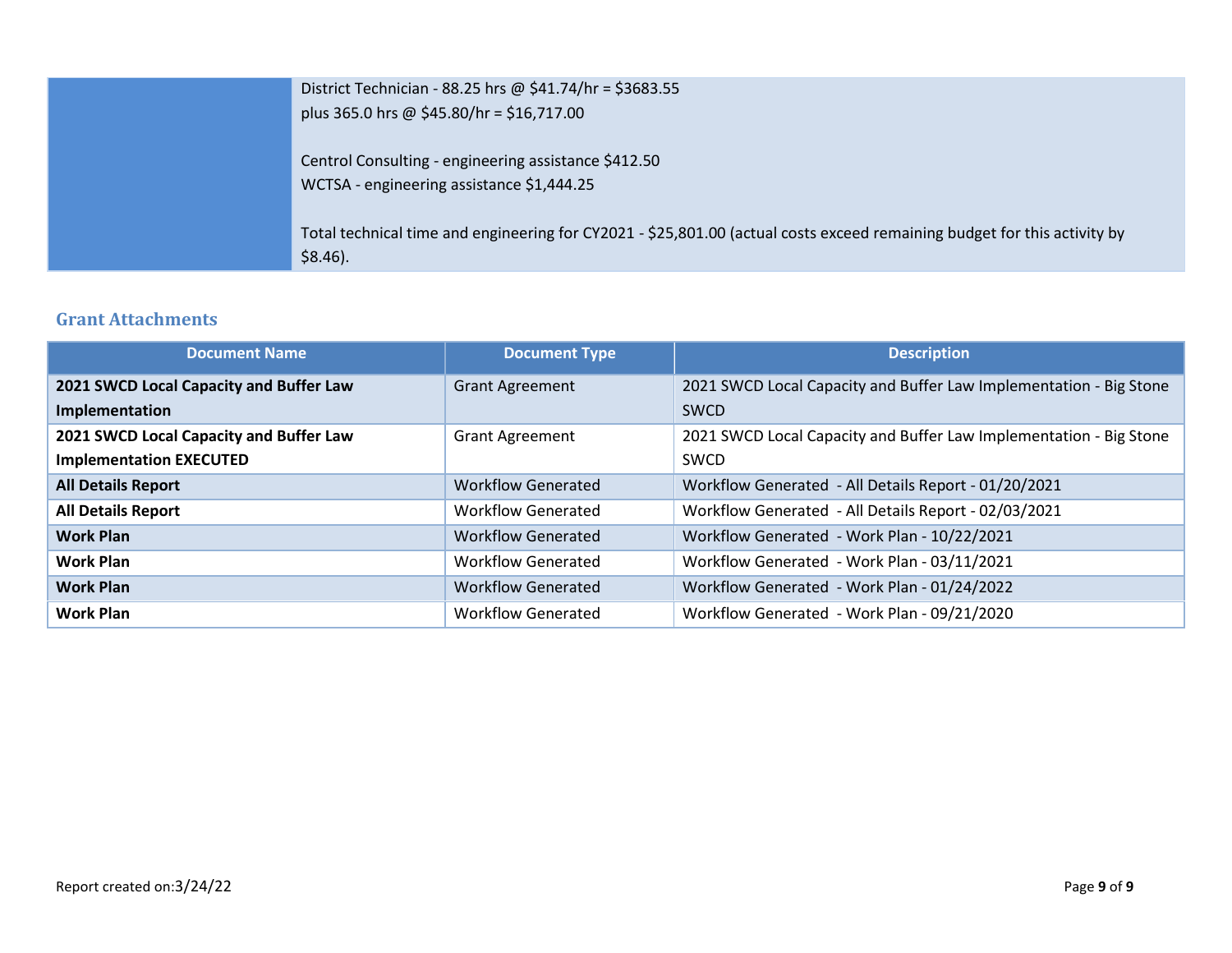| | |
|---|---|
| | District Technician - 88.25 hrs @ $41.74/hr = $3683.55<br>plus 365.0 hrs @ $45.80/hr = $16,717.00<br><br>Centrol Consulting - engineering assistance $412.50<br>WCTSA - engineering assistance $1,444.25<br><br>Total technical time and engineering for CY2021 - $25,801.00 (actual costs exceed remaining budget for this activity by $8.46). |

## Grant Attachments

| Document Name | Document Type | Description |
|---|---|---|
| **2021 SWCD Local Capacity and Buffer Law Implementation** | Grant Agreement | 2021 SWCD Local Capacity and Buffer Law Implementation - Big Stone SWCD |
| **2021 SWCD Local Capacity and Buffer Law Implementation EXECUTED** | Grant Agreement | 2021 SWCD Local Capacity and Buffer Law Implementation - Big Stone SWCD |
| **All Details Report** | Workflow Generated | Workflow Generated - All Details Report - 01/20/2021 |
| **All Details Report** | Workflow Generated | Workflow Generated - All Details Report - 02/03/2021 |
| **Work Plan** | Workflow Generated | Workflow Generated - Work Plan - 10/22/2021 |
| **Work Plan** | Workflow Generated | Workflow Generated - Work Plan - 03/11/2021 |
| **Work Plan** | Workflow Generated | Workflow Generated - Work Plan - 01/24/2022 |
| **Work Plan** | Workflow Generated | Workflow Generated - Work Plan - 09/21/2020 |

Report created on:3/24/22